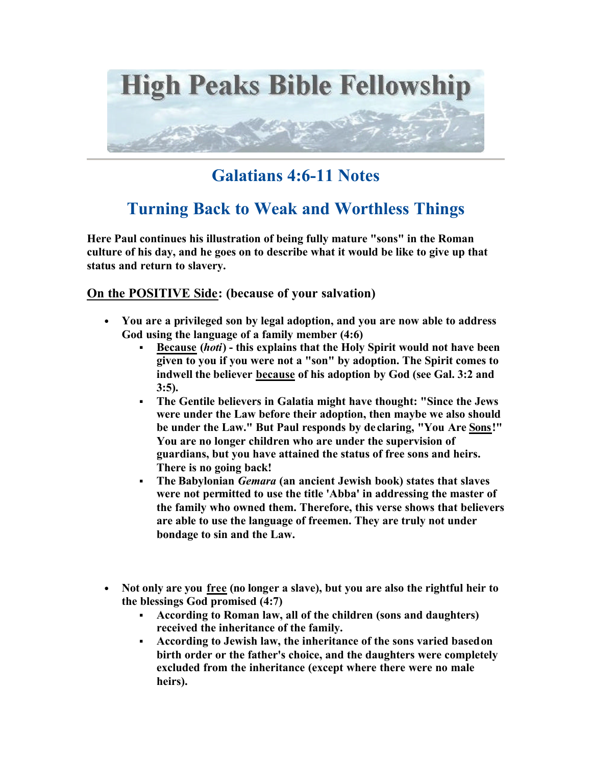# High Peaks Bible Fellowship

## Galatians 4:6-11 Notes

## Turning Back to Weak and Worthless Things

**Here Paul continues his illustration of being fully mature "sons" in the Roman culture of his day, and he goes on to describe what it would be like to give up that status and return to slavery.**

### <u>On the POSITIVE Side</u>: (because of your salvation)

- **You are a privileged son by legal adoption, and you are now able to address God using the language of a family member (4:6)**
  - **<u>Because</u> (*hoti*) - this explains that the Holy Spirit would not have been given to you if you were not a "son" by adoption. The Spirit comes to indwell the believer <u>because</u> of his adoption by God (see Gal. 3:2 and 3:5).**
  - **The Gentile believers in Galatia might have thought: "Since the Jews were under the Law before their adoption, then maybe we also should be under the Law." But Paul responds by declaring, "You Are <u>Sons</u>!" You are no longer children who are under the supervision of guardians, but you have attained the status of free sons and heirs. There is no going back!**
  - **The Babylonian *Gemara* (an ancient Jewish book) states that slaves were not permitted to use the title 'Abba' in addressing the master of the family who owned them. Therefore, this verse shows that believers are able to use the language of freemen. They are truly not under bondage to sin and the Law.**

- **Not only are you <u>free</u> (no longer a slave), but you are also the rightful heir to the blessings God promised (4:7)**
  - **According to Roman law, all of the children (sons and daughters) received the inheritance of the family.**
  - **According to Jewish law, the inheritance of the sons varied based on birth order or the father's choice, and the daughters were completely excluded from the inheritance (except where there were no male heirs).**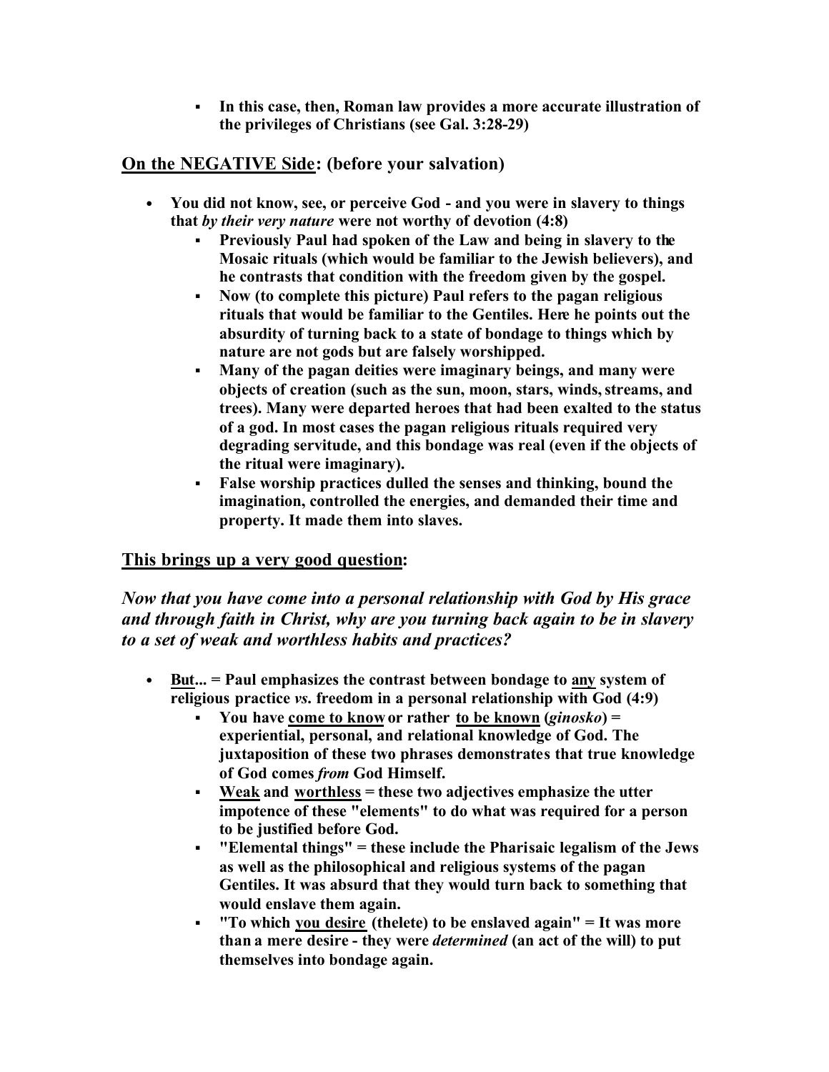- **In this case, then, Roman law provides a more accurate illustration of the privileges of Christians (see Gal. 3:28-29)**

## **On the NEGATIVE Side: (before your salvation)**

- **You did not know, see, or perceive God - and you were in slavery to things that *by their very nature* were not worthy of devotion (4:8)**
  - **Previously Paul had spoken of the Law and being in slavery to the Mosaic rituals (which would be familiar to the Jewish believers), and he contrasts that condition with the freedom given by the gospel.**
  - **Now (to complete this picture) Paul refers to the pagan religious rituals that would be familiar to the Gentiles. Here he points out the absurdity of turning back to a state of bondage to things which by nature are not gods but are falsely worshipped.**
  - **Many of the pagan deities were imaginary beings, and many were objects of creation (such as the sun, moon, stars, winds, streams, and trees). Many were departed heroes that had been exalted to the status of a god. In most cases the pagan religious rituals required very degrading servitude, and this bondage was real (even if the objects of the ritual were imaginary).**
  - **False worship practices dulled the senses and thinking, bound the imagination, controlled the energies, and demanded their time and property. It made them into slaves.**

## **This brings up a very good question:**

***Now that you have come into a personal relationship with God by His grace and through faith in Christ, why are you turning back again to be in slavery to a set of weak and worthless habits and practices?***

- **<u>But</u>... = Paul emphasizes the contrast between bondage to <u>any</u> system of religious practice *vs.* freedom in a personal relationship with God (4:9)**
  - **You have <u>come to know</u> or rather <u>to be known</u> (*ginosko*) = experiential, personal, and relational knowledge of God. The juxtaposition of these two phrases demonstrates that true knowledge of God comes *from* God Himself.**
  - **<u>Weak</u> and <u>worthless</u> = these two adjectives emphasize the utter impotence of these "elements" to do what was required for a person to be justified before God.**
  - **"Elemental things" = these include the Pharisaic legalism of the Jews as well as the philosophical and religious systems of the pagan Gentiles. It was absurd that they would turn back to something that would enslave them again.**
  - **"To which <u>you desire</u> (thelete) to be enslaved again" = It was more than a mere desire - they were *determined* (an act of the will) to put themselves into bondage again.**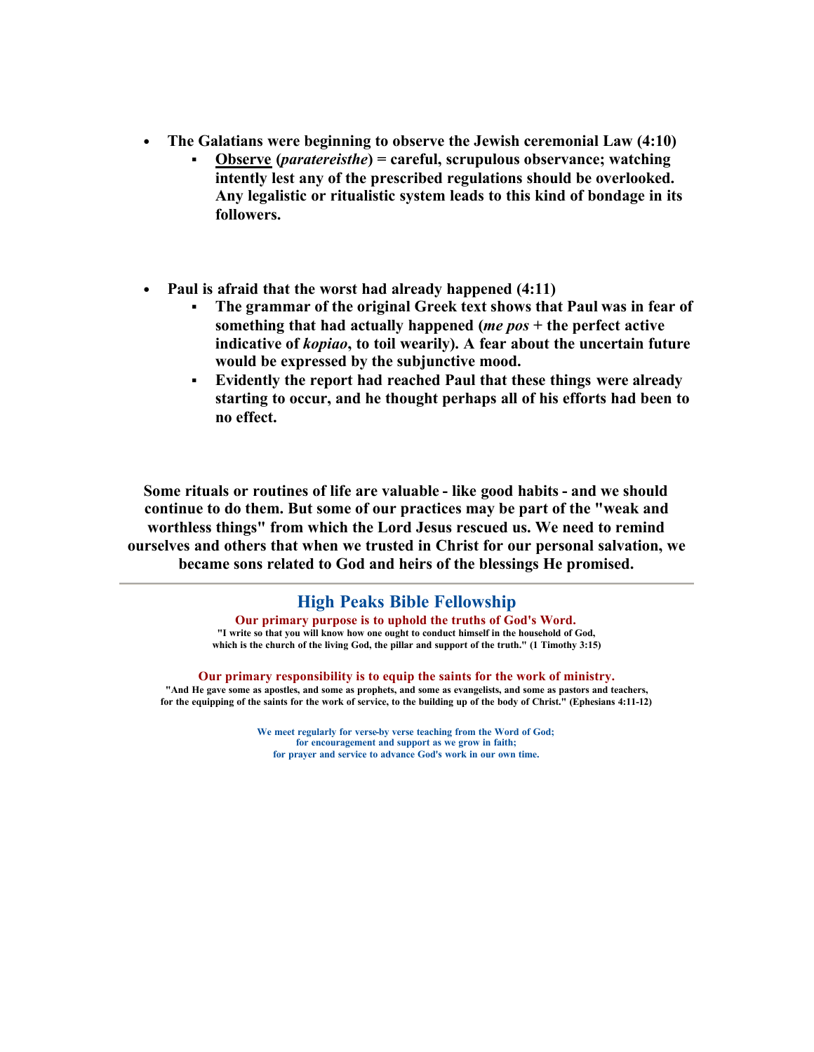- **The Galatians were beginning to observe the Jewish ceremonial Law (4:10)**
    - **Observe (*paratereisthe*) = careful, scrupulous observance; watching intently lest any of the prescribed regulations should be overlooked. Any legalistic or ritualistic system leads to this kind of bondage in its followers.**

- **Paul is afraid that the worst had already happened (4:11)**
    - **The grammar of the original Greek text shows that Paul was in fear of something that had actually happened (*me pos* + the perfect active indicative of *kopiao*, to toil wearily). A fear about the uncertain future would be expressed by the subjunctive mood.**
    - **Evidently the report had reached Paul that these things were already starting to occur, and he thought perhaps all of his efforts had been to no effect.**

**Some rituals or routines of life are valuable - like good habits - and we should continue to do them. But some of our practices may be part of the "weak and worthless things" from which the Lord Jesus rescued us. We need to remind ourselves and others that when we trusted in Christ for our personal salvation, we became sons related to God and heirs of the blessings He promised.**

---

## High Peaks Bible Fellowship

**Our primary purpose is to uphold the truths of God's Word.**
**"I write so that you will know how one ought to conduct himself in the household of God, which is the church of the living God, the pillar and support of the truth." (1 Timothy 3:15)**

**Our primary responsibility is to equip the saints for the work of ministry.**
**"And He gave some as apostles, and some as prophets, and some as evangelists, and some as pastors and teachers, for the equipping of the saints for the work of service, to the building up of the body of Christ." (Ephesians 4:11-12)**

**We meet regularly for verse-by verse teaching from the Word of God;**
**for encouragement and support as we grow in faith;**
**for prayer and service to advance God's work in our own time.**